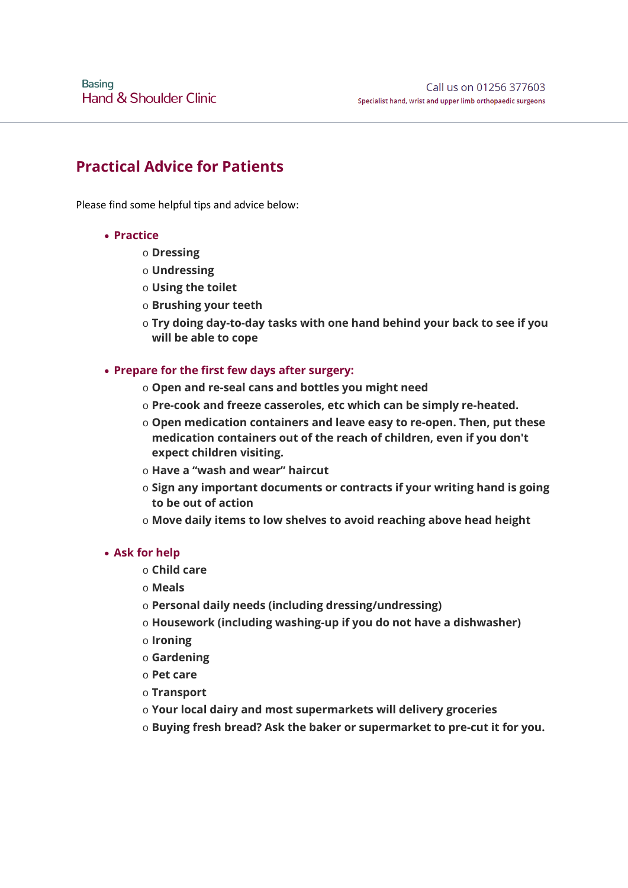Basing
Hand & Shoulder Clinic

Call us on 01256 377603
Specialist hand, wrist and upper limb orthopaedic surgeons

# Practical Advice for Patients

Please find some helpful tips and advice below:

- **Practice**
  - **Dressing**
  - **Undressing**
  - **Using the toilet**
  - **Brushing your teeth**
  - **Try doing day-to-day tasks with one hand behind your back to see if you will be able to cope**

- **Prepare for the first few days after surgery:**
  - **Open and re-seal cans and bottles you might need**
  - **Pre-cook and freeze casseroles, etc which can be simply re-heated.**
  - **Open medication containers and leave easy to re-open. Then, put these medication containers out of the reach of children, even if you don't expect children visiting.**
  - **Have a "wash and wear" haircut**
  - **Sign any important documents or contracts if your writing hand is going to be out of action**
  - **Move daily items to low shelves to avoid reaching above head height**

- **Ask for help**
  - **Child care**
  - **Meals**
  - **Personal daily needs (including dressing/undressing)**
  - **Housework (including washing-up if you do not have a dishwasher)**
  - **Ironing**
  - **Gardening**
  - **Pet care**
  - **Transport**
  - **Your local dairy and most supermarkets will delivery groceries**
  - **Buying fresh bread? Ask the baker or supermarket to pre-cut it for you.**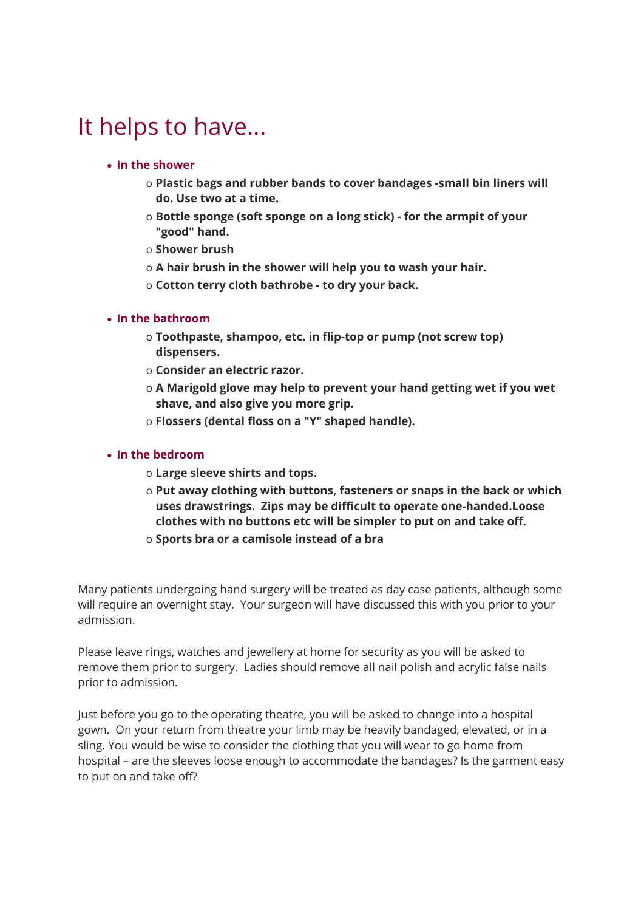# It helps to have...

- **In the shower**
  - **Plastic bags and rubber bands to cover bandages -small bin liners will do. Use two at a time.**
  - **Bottle sponge (soft sponge on a long stick) - for the armpit of your "good" hand.**
  - **Shower brush**
  - **A hair brush in the shower will help you to wash your hair.**
  - **Cotton terry cloth bathrobe - to dry your back.**

- **In the bathroom**
  - **Toothpaste, shampoo, etc. in flip-top or pump (not screw top) dispensers.**
  - **Consider an electric razor.**
  - **A Marigold glove may help to prevent your hand getting wet if you wet shave, and also give you more grip.**
  - **Flossers (dental floss on a "Y" shaped handle).**

- **In the bedroom**
  - **Large sleeve shirts and tops.**
  - **Put away clothing with buttons, fasteners or snaps in the back or which uses drawstrings. Zips may be difficult to operate one-handed.Loose clothes with no buttons etc will be simpler to put on and take off.**
  - **Sports bra or a camisole instead of a bra**

Many patients undergoing hand surgery will be treated as day case patients, although some will require an overnight stay. Your surgeon will have discussed this with you prior to your admission.

Please leave rings, watches and jewellery at home for security as you will be asked to remove them prior to surgery. Ladies should remove all nail polish and acrylic false nails prior to admission.

Just before you go to the operating theatre, you will be asked to change into a hospital gown. On your return from theatre your limb may be heavily bandaged, elevated, or in a sling. You would be wise to consider the clothing that you will wear to go home from hospital – are the sleeves loose enough to accommodate the bandages? Is the garment easy to put on and take off?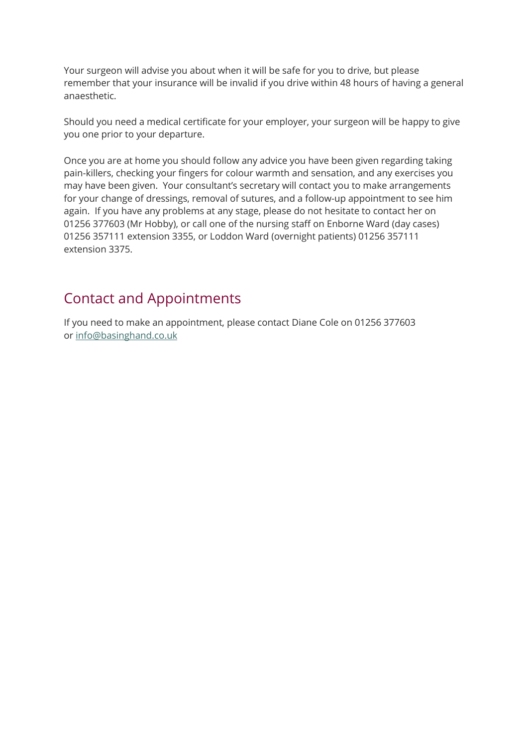Your surgeon will advise you about when it will be safe for you to drive, but please remember that your insurance will be invalid if you drive within 48 hours of having a general anaesthetic.

Should you need a medical certificate for your employer, your surgeon will be happy to give you one prior to your departure.

Once you are at home you should follow any advice you have been given regarding taking pain-killers, checking your fingers for colour warmth and sensation, and any exercises you may have been given. Your consultant's secretary will contact you to make arrangements for your change of dressings, removal of sutures, and a follow-up appointment to see him again. If you have any problems at any stage, please do not hesitate to contact her on 01256 377603 (Mr Hobby), or call one of the nursing staff on Enborne Ward (day cases) 01256 357111 extension 3355, or Loddon Ward (overnight patients) 01256 357111 extension 3375.

## Contact and Appointments

If you need to make an appointment, please contact Diane Cole on 01256 377603 or [info@basinghand.co.uk](mailto:info@basinghand.co.uk)